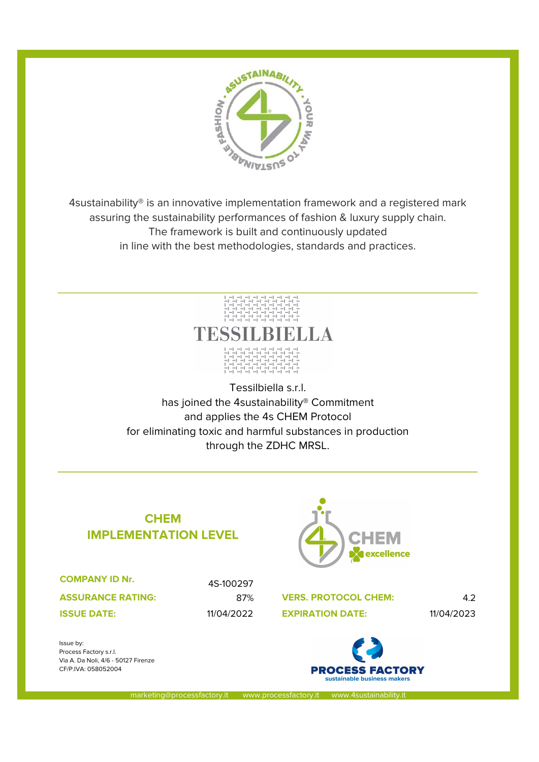4sustainability® is an innovative implementation framework and a registered mark assuring the sustainability performances of fashion & luxury supply chain.
The framework is built and continuously updated
in line with the best methodologies, standards and practices.

---

TESSILBIELLA

Tessilbiella s.r.l.
has joined the 4sustainability® Commitment
and applies the 4s CHEM Protocol
for eliminating toxic and harmful substances in production
through the ZDHC MRSL.

---

## CHEM IMPLEMENTATION LEVEL

CHEM excellence

| | | | |
|---|---|---|---|
| **COMPANY ID Nr.** | 4S-100297 | | |
| **ASSURANCE RATING:** | 87% | **VERS. PROTOCOL CHEM:** | 4.2 |
| **ISSUE DATE:** | 11/04/2022 | **EXPIRATION DATE:** | 11/04/2023 |

Issue by:
Process Factory s.r.l.
Via A. Da Noli, 4/6 - 50127 Firenze
CF/P.IVA: 058052004

PROCESS FACTORY
sustainable business makers

marketing@processfactory.it www.processfactory.it www.4sustainability.it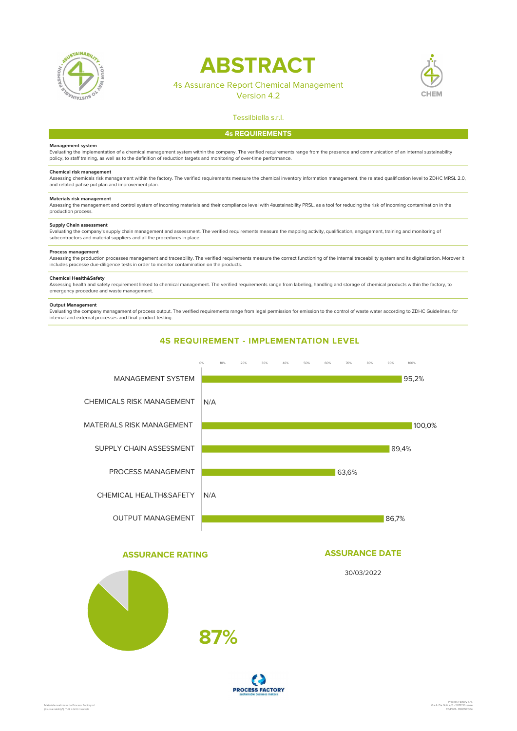# ABSTRACT

4s Assurance Report Chemical Management
Version 4.2

Tessilbiella s.r.l.

## 4s REQUIREMENTS

**Management system**
Evaluating the implementation of a chemical management system within the company. The verified requirements range from the presence and communication of an internal sustainability policy, to staff training, as well as to the definition of reduction targets and monitoring of over-time performance.

**Chemical risk management**
Assessing chemicals risk management within the factory. The verified requirements measure the chemical inventory information management, the related qualification level to ZDHC MRSL 2.0, and related pahse put plan and improvement plan.

**Materials risk management**
Assessing the management and control system of incoming materials and their compliance level with 4sustainability PRSL, as a tool for reducing the risk of incoming contamination in the production process.

**Supply Chain assessment**
Evaluating the company's supply chain management and assessment. The verified requirements measure the mapping activity, qualification, engagement, training and monitoring of subcontractors and material suppliers and all the procedures in place.

**Process management**
Assessing the production processes management and traceability. The verified requirements measure the correct functioning of the internal traceability system and its digitalization. Morover it includes processe due-diligence tests in order to monitor contamination on the products.

**Chemical Health&Safety**
Assessing health and safety requirement linked to chemical management. The verified requirements range from labeling, handling and storage of chemical products within the factory, to emergency procedure and waste management.

**Output Management**
Evaluating the company managament of process output. The verified requirements range from legal permission for emission to the control of waste water according to ZDHC Guidelines. for internal and external processes and final product testing.

## 4S REQUIREMENT - IMPLEMENTATION LEVEL

| Requirement | Implementation level |
| --- | --- |
| MANAGEMENT SYSTEM | 95,2% |
| CHEMICALS RISK MANAGEMENT | N/A |
| MATERIALS RISK MANAGEMENT | 100,0% |
| SUPPLY CHAIN ASSESSMENT | 89,4% |
| PROCESS MANAGEMENT | 63,6% |
| CHEMICAL HEALTH&SAFETY | N/A |
| OUTPUT MANAGEMENT | 86,7% |

## ASSURANCE RATING

87%

## ASSURANCE DATE

30/03/2022

Materiale realizzato da Process Factory srl (4sustainability®) Tutti i diritti riservati

Process Factory s.r.l.
Via A. Da Noli, 4/6 - 50127 Firenze
CF/P.IVA: 05805200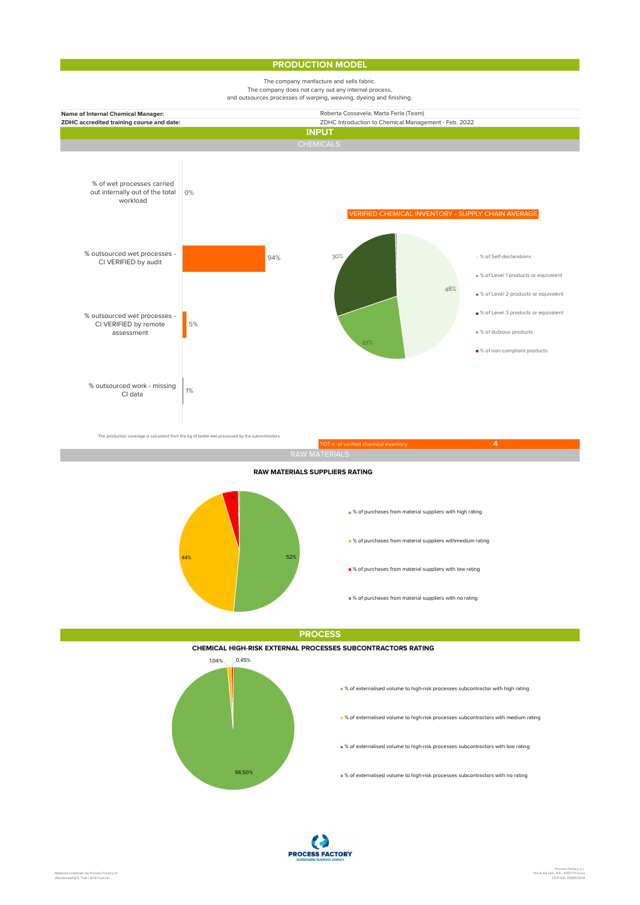## PRODUCTION MODEL

The company manfacture and sells fabric.
The company does not carry out any internal process,
and outsources processes of warping, weaving, dyeing and finishing.

**Name of Internal Chemical Manager:** Roberta Cossavela, Marta Ferla (Team)

**ZDHC accredited training course and date:** ZDHC Introduction to Chemical Management - Feb. 2022

## INPUT

### CHEMICALS

| | |
|---|---|
| % of wet processes carried out internally out of the total workload | 0% |
| % outsourced wet processes - CI VERIFIED by audit | 94% |
| % outsourced wet processes - CI VERIFIED by remote assessment | 5% |
| % outsourced work - missing CI data | 1% |

**VERIFIED CHEMICAL INVENTORY - SUPPLY CHAIN AVERAGE**

- % of Self-declarations
- % of Level 1 products or equivalent
- % of Level 2 products or equivalent
- % of Level 3 products or equivalent
- % of dubious products
- % of non-compliant products

Values shown: 48%, 22%, 30%

The production coverage is calculated from the kg of textile wet processed by the subcontractors.

TOT n. of verified chemical inventory: **4**

### RAW MATERIALS

**RAW MATERIALS SUPPLIERS RATING**

- % of purchases from material suppliers with high rating: 52%
- % of purchases from material suppliers withmedium rating: 44%
- % of purchases from material suppliers with low rating: 4%
- % of purchases from material suppliers with no rating

## PROCESS

**CHEMICAL HIGH-RISK EXTERNAL PROCESSES SUBCONTRACTORS RATING**

- % of externalised volume to high-risk processes subcontractor with high rating: 98,50%
- % of externalised volume to high-risk processes subcontractors with medium rating: 1,04%
- % of externalised volume to high-risk processes subcontractors with low rating: 0,45%
- % of externalised volume to high-risk processes subcontractors with no rating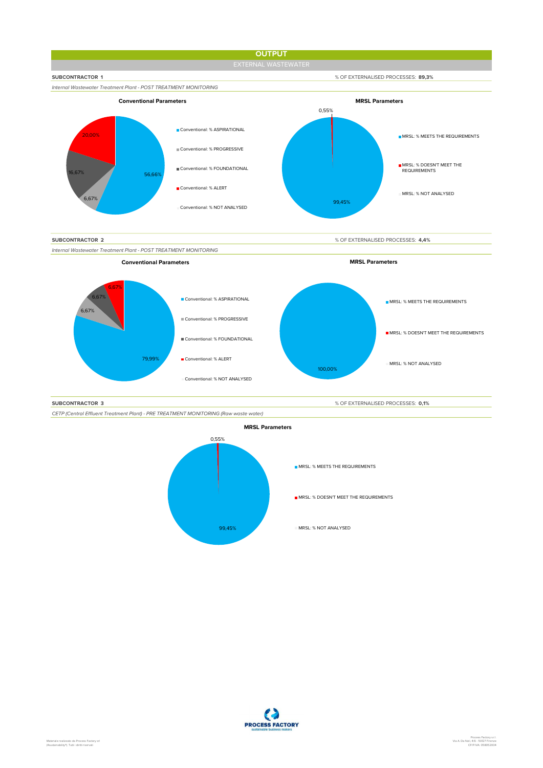# OUTPUT

## EXTERNAL WASTEWATER

**SUBCONTRACTOR 1**

% OF EXTERNALISED PROCESSES: **89,3%**

*Internal Wastewater Treatment Plant - POST TREATMENT MONITORING*

**Conventional Parameters**

20,00%
16,67%
6,67%
56,66%

Conventional: % ASPIRATIONAL
Conventional: % PROGRESSIVE
Conventional: % FOUNDATIONAL
Conventional: % ALERT
Conventional: % NOT ANALYSED

**MRSL Parameters**

0,55%
99,45%

MRSL: % MEETS THE REQUIREMENTS
MRSL: % DOESN'T MEET THE REQUIREMENTS
MRSL: % NOT ANALYSED

**SUBCONTRACTOR 2**

% OF EXTERNALISED PROCESSES: **4,4%**

*Internal Wastewater Treatment Plant - POST TREATMENT MONITORING*

**Conventional Parameters**

6,67%
6,67%
6,67%
79,99%

Conventional: % ASPIRATIONAL
Conventional: % PROGRESSIVE
Conventional: % FOUNDATIONAL
Conventional: % ALERT
Conventional: % NOT ANALYSED

**MRSL Parameters**

100,00%

MRSL: % MEETS THE REQUIREMENTS
MRSL: % DOESN'T MEET THE REQUIREMENTS
MRSL: % NOT ANALYSED

**SUBCONTRACTOR 3**

% OF EXTERNALISED PROCESSES: **0,1%**

*CETP (Central Effluent Treatment Plant) - PRE TREATMENT MONITORING (Raw waste water)*

**MRSL Parameters**

0,55%
99,45%

MRSL: % MEETS THE REQUIREMENTS
MRSL: % DOESN'T MEET THE REQUIREMENTS
MRSL: % NOT ANALYSED

PROCESS FACTORY
sustainable business makers

Materiale realizzato da Process Factory srl
(4sustainability®) Tutti i diritti riservati

Process Factory s.r.l.
Via A. Da Noli, 4/6 - 50127 Firenze
CF/P.IVA: 05805200